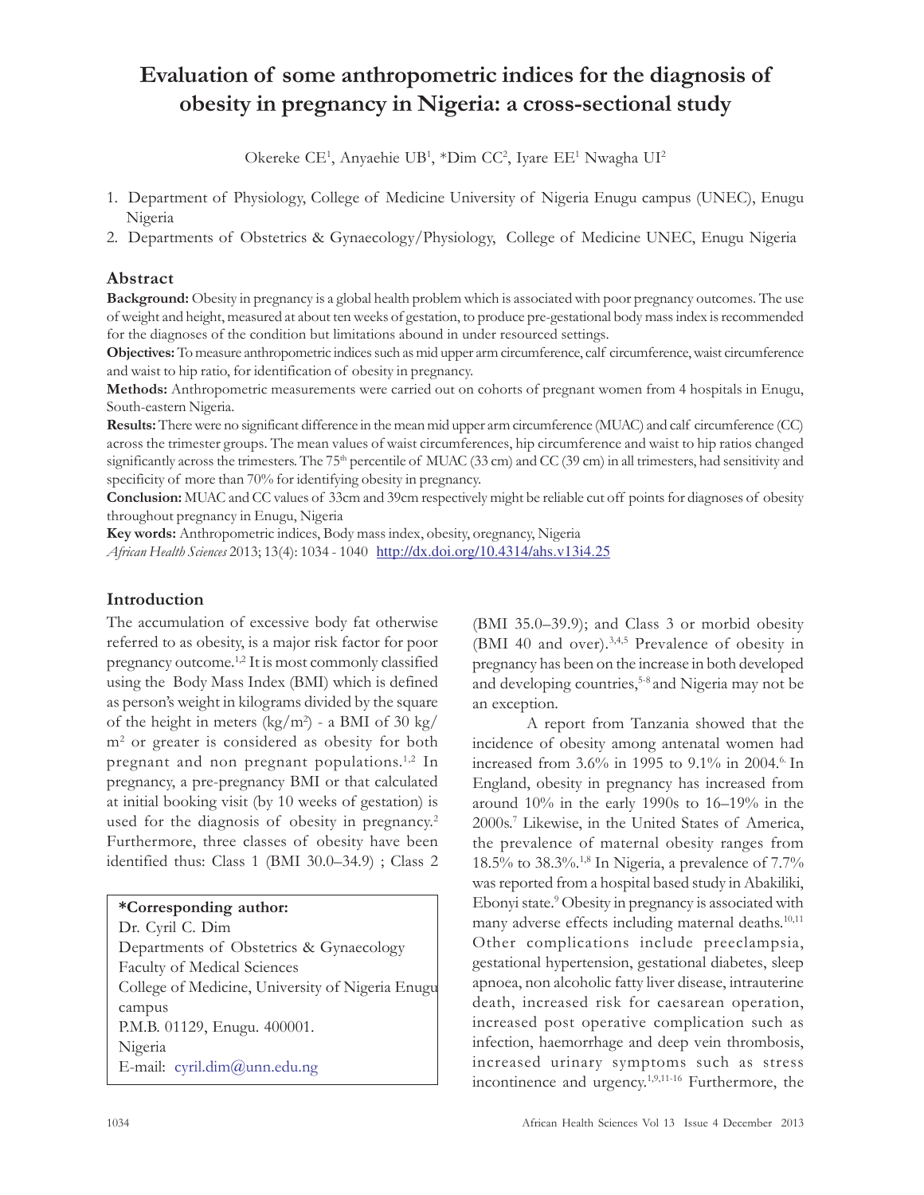# Evaluation of some anthropometric indices for the diagnosis of obesity in pregnancy in Nigeria: a cross-sectional study

Okereke CE[1], Anyaehie UB[1], *Dim CC[2], Iyare EE[1] Nwagha UI[2]

1. Department of Physiology, College of Medicine University of Nigeria Enugu campus (UNEC), Enugu Nigeria
2. Departments of Obstetrics & Gynaecology/Physiology, College of Medicine UNEC, Enugu Nigeria

## Abstract

**Background:** Obesity in pregnancy is a global health problem which is associated with poor pregnancy outcomes. The use of weight and height, measured at about ten weeks of gestation, to produce pre-gestational body mass index is recommended for the diagnoses of the condition but limitations abound in under resourced settings.

**Objectives:** To measure anthropometric indices such as mid upper arm circumference, calf circumference, waist circumference and waist to hip ratio, for identification of obesity in pregnancy.

**Methods:** Anthropometric measurements were carried out on cohorts of pregnant women from 4 hospitals in Enugu, South-eastern Nigeria.

**Results:** There were no significant difference in the mean mid upper arm circumference (MUAC) and calf circumference (CC) across the trimester groups. The mean values of waist circumferences, hip circumference and waist to hip ratios changed significantly across the trimesters. The 75$^{th}$ percentile of MUAC (33 cm) and CC (39 cm) in all trimesters, had sensitivity and specificity of more than 70% for identifying obesity in pregnancy.

**Conclusion:** MUAC and CC values of 33cm and 39cm respectively might be reliable cut off points for diagnoses of obesity throughout pregnancy in Enugu, Nigeria

**Key words:** Anthropometric indices, Body mass index, obesity, oregnancy, Nigeria

*African Health Sciences* 2013; 13(4): 1034 - 1040 http://dx.doi.org/10.4314/ahs.v13i4.25

## Introduction

The accumulation of excessive body fat otherwise referred to as obesity, is a major risk factor for poor pregnancy outcome.[1,2] It is most commonly classified using the Body Mass Index (BMI) which is defined as person's weight in kilograms divided by the square of the height in meters (kg/m$^2$) - a BMI of 30 kg/m$^2$ or greater is considered as obesity for both pregnant and non pregnant populations.[1,2] In pregnancy, a pre-pregnancy BMI or that calculated at initial booking visit (by 10 weeks of gestation) is used for the diagnosis of obesity in pregnancy.[2] Furthermore, three classes of obesity have been identified thus: Class 1 (BMI 30.0–34.9) ; Class 2 (BMI 35.0–39.9); and Class 3 or morbid obesity (BMI 40 and over).[3,4,5] Prevalence of obesity in pregnancy has been on the increase in both developed and developing countries,[5-8] and Nigeria may not be an exception.

A report from Tanzania showed that the incidence of obesity among antenatal women had increased from 3.6% in 1995 to 9.1% in 2004.[6] In England, obesity in pregnancy has increased from around 10% in the early 1990s to 16–19% in the 2000s.[7] Likewise, in the United States of America, the prevalence of maternal obesity ranges from 18.5% to 38.3%.[1,8] In Nigeria, a prevalence of 7.7% was reported from a hospital based study in Abakiliki, Ebonyi state.[9] Obesity in pregnancy is associated with many adverse effects including maternal deaths.[10,11] Other complications include preeclampsia, gestational hypertension, gestational diabetes, sleep apnoea, non alcoholic fatty liver disease, intrauterine death, increased risk for caesarean operation, increased post operative complication such as infection, haemorrhage and deep vein thrombosis, increased urinary symptoms such as stress incontinence and urgency.[1,9,11-16] Furthermore, the

**\*Corresponding author:**
Dr. Cyril C. Dim
Departments of Obstetrics & Gynaecology
Faculty of Medical Sciences
College of Medicine, University of Nigeria Enugu campus
P.M.B. 01129, Enugu. 400001.
Nigeria
E-mail: cyril.dim@unn.edu.ng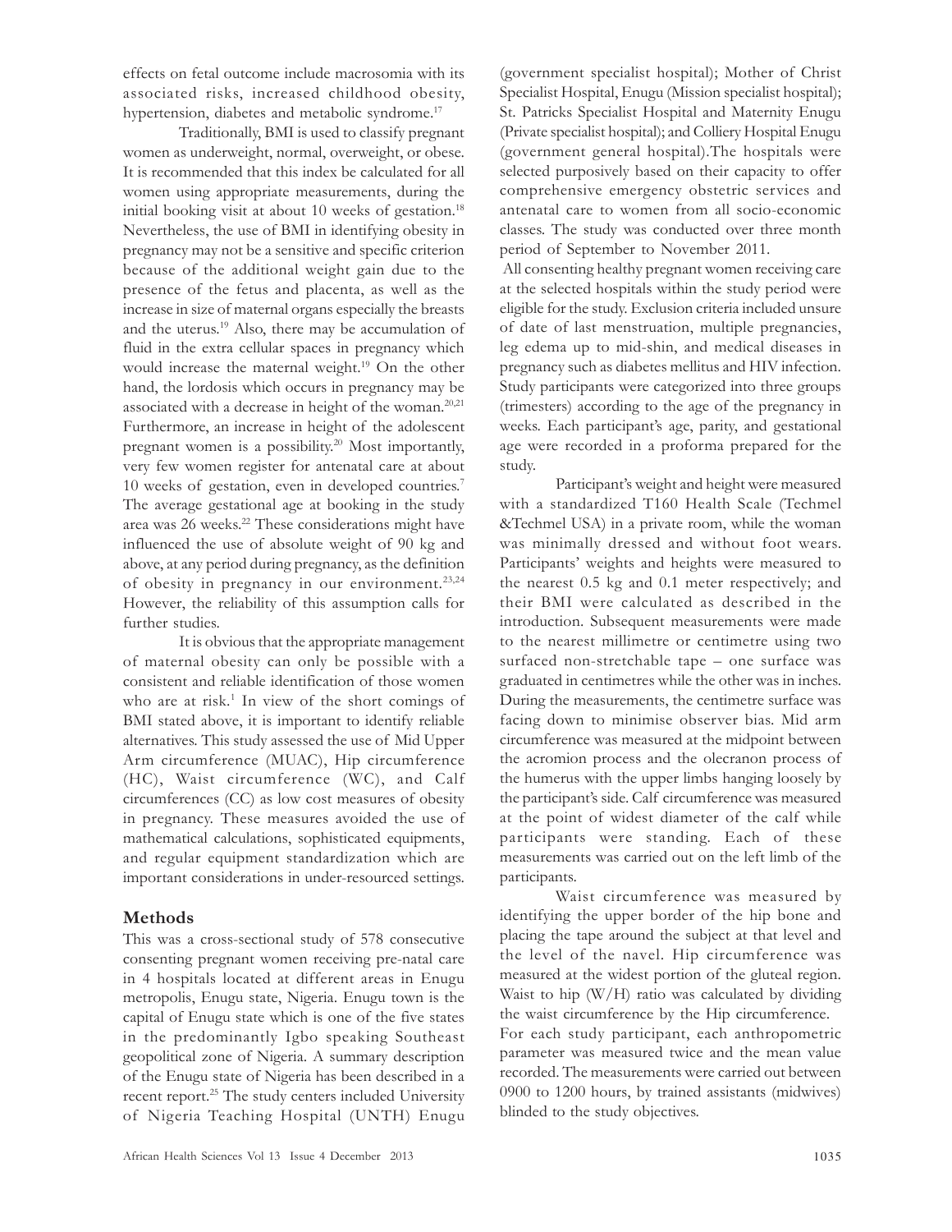effects on fetal outcome include macrosomia with its associated risks, increased childhood obesity, hypertension, diabetes and metabolic syndrome.[17]

Traditionally, BMI is used to classify pregnant women as underweight, normal, overweight, or obese. It is recommended that this index be calculated for all women using appropriate measurements, during the initial booking visit at about 10 weeks of gestation.[18] Nevertheless, the use of BMI in identifying obesity in pregnancy may not be a sensitive and specific criterion because of the additional weight gain due to the presence of the fetus and placenta, as well as the increase in size of maternal organs especially the breasts and the uterus.[19] Also, there may be accumulation of fluid in the extra cellular spaces in pregnancy which would increase the maternal weight.[19] On the other hand, the lordosis which occurs in pregnancy may be associated with a decrease in height of the woman.[20,21] Furthermore, an increase in height of the adolescent pregnant women is a possibility.[20] Most importantly, very few women register for antenatal care at about 10 weeks of gestation, even in developed countries.[7] The average gestational age at booking in the study area was 26 weeks.[22] These considerations might have influenced the use of absolute weight of 90 kg and above, at any period during pregnancy, as the definition of obesity in pregnancy in our environment.[23,24] However, the reliability of this assumption calls for further studies.

It is obvious that the appropriate management of maternal obesity can only be possible with a consistent and reliable identification of those women who are at risk.[1] In view of the short comings of BMI stated above, it is important to identify reliable alternatives. This study assessed the use of Mid Upper Arm circumference (MUAC), Hip circumference (HC), Waist circumference (WC), and Calf circumferences (CC) as low cost measures of obesity in pregnancy. These measures avoided the use of mathematical calculations, sophisticated equipments, and regular equipment standardization which are important considerations in under-resourced settings.

## Methods

This was a cross-sectional study of 578 consecutive consenting pregnant women receiving pre-natal care in 4 hospitals located at different areas in Enugu metropolis, Enugu state, Nigeria. Enugu town is the capital of Enugu state which is one of the five states in the predominantly Igbo speaking Southeast geopolitical zone of Nigeria. A summary description of the Enugu state of Nigeria has been described in a recent report.[25] The study centers included University of Nigeria Teaching Hospital (UNTH) Enugu (government specialist hospital); Mother of Christ Specialist Hospital, Enugu (Mission specialist hospital); St. Patricks Specialist Hospital and Maternity Enugu (Private specialist hospital); and Colliery Hospital Enugu (government general hospital).The hospitals were selected purposively based on their capacity to offer comprehensive emergency obstetric services and antenatal care to women from all socio-economic classes. The study was conducted over three month period of September to November 2011.

All consenting healthy pregnant women receiving care at the selected hospitals within the study period were eligible for the study. Exclusion criteria included unsure of date of last menstruation, multiple pregnancies, leg edema up to mid-shin, and medical diseases in pregnancy such as diabetes mellitus and HIV infection. Study participants were categorized into three groups (trimesters) according to the age of the pregnancy in weeks. Each participant's age, parity, and gestational age were recorded in a proforma prepared for the study.

Participant's weight and height were measured with a standardized T160 Health Scale (Techmel &Techmel USA) in a private room, while the woman was minimally dressed and without foot wears. Participants' weights and heights were measured to the nearest 0.5 kg and 0.1 meter respectively; and their BMI were calculated as described in the introduction. Subsequent measurements were made to the nearest millimetre or centimetre using two surfaced non-stretchable tape – one surface was graduated in centimetres while the other was in inches. During the measurements, the centimetre surface was facing down to minimise observer bias. Mid arm circumference was measured at the midpoint between the acromion process and the olecranon process of the humerus with the upper limbs hanging loosely by the participant's side. Calf circumference was measured at the point of widest diameter of the calf while participants were standing. Each of these measurements was carried out on the left limb of the participants.

Waist circumference was measured by identifying the upper border of the hip bone and placing the tape around the subject at that level and the level of the navel. Hip circumference was measured at the widest portion of the gluteal region. Waist to hip (W/H) ratio was calculated by dividing the waist circumference by the Hip circumference.

For each study participant, each anthropometric parameter was measured twice and the mean value recorded. The measurements were carried out between 0900 to 1200 hours, by trained assistants (midwives) blinded to the study objectives.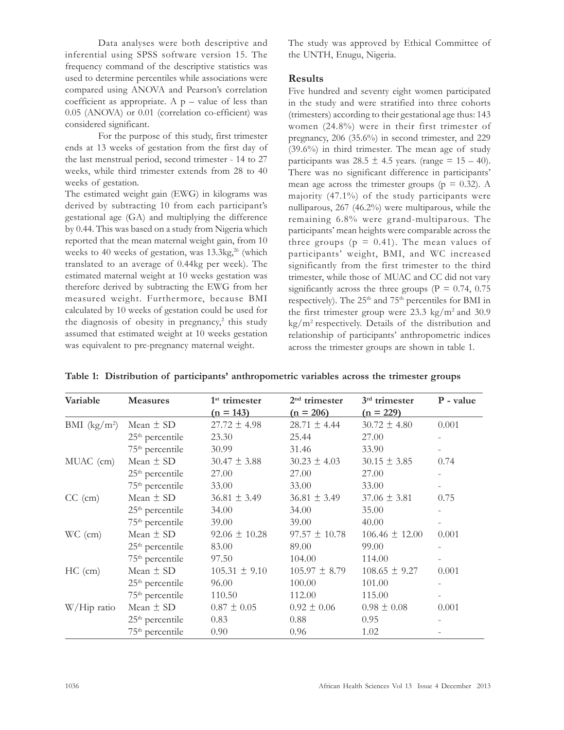Data analyses were both descriptive and inferential using SPSS software version 15. The frequency command of the descriptive statistics was used to determine percentiles while associations were compared using ANOVA and Pearson's correlation coefficient as appropriate. A p – value of less than 0.05 (ANOVA) or 0.01 (correlation co-efficient) was considered significant.

For the purpose of this study, first trimester ends at 13 weeks of gestation from the first day of the last menstrual period, second trimester - 14 to 27 weeks, while third trimester extends from 28 to 40 weeks of gestation.

The estimated weight gain (EWG) in kilograms was derived by subtracting 10 from each participant's gestational age (GA) and multiplying the difference by 0.44. This was based on a study from Nigeria which reported that the mean maternal weight gain, from 10 weeks to 40 weeks of gestation, was 13.3kg,[26] (which translated to an average of 0.44kg per week). The estimated maternal weight at 10 weeks gestation was therefore derived by subtracting the EWG from her measured weight. Furthermore, because BMI calculated by 10 weeks of gestation could be used for the diagnosis of obesity in pregnancy,[2] this study assumed that estimated weight at 10 weeks gestation was equivalent to pre-pregnancy maternal weight.

The study was approved by Ethical Committee of the UNTH, Enugu, Nigeria.

## Results

Five hundred and seventy eight women participated in the study and were stratified into three cohorts (trimesters) according to their gestational age thus: 143 women (24.8%) were in their first trimester of pregnancy, 206 (35.6%) in second trimester, and 229 (39.6%) in third trimester. The mean age of study participants was 28.5 ± 4.5 years. (range = 15 – 40). There was no significant difference in participants' mean age across the trimester groups (p = 0.32). A majority (47.1%) of the study participants were nulliparous, 267 (46.2%) were multiparous, while the remaining 6.8% were grand-multiparous. The participants' mean heights were comparable across the three groups (p = 0.41). The mean values of participants' weight, BMI, and WC increased significantly from the first trimester to the third trimester, while those of MUAC and CC did not vary significantly across the three groups (P = 0.74, 0.75 respectively). The 25th and 75th percentiles for BMI in the first trimester group were 23.3 kg/m$^2$ and 30.9 kg/m$^2$ respectively. Details of the distribution and relationship of participants' anthropometric indices across the trimester groups are shown in table 1.

**Table 1: Distribution of participants' anthropometric variables across the trimester groups**

| Variable | Measures | 1st trimester (n = 143) | 2nd trimester (n = 206) | 3rd trimester (n = 229) | P - value |
|---|---|---|---|---|---|
| BMI (kg/m$^2$) | Mean ± SD | 27.72 ± 4.98 | 28.71 ± 4.44 | 30.72 ± 4.80 | 0.001 |
| | 25th percentile | 23.30 | 25.44 | 27.00 | - |
| | 75th percentile | 30.99 | 31.46 | 33.90 | - |
| MUAC (cm) | Mean ± SD | 30.47 ± 3.88 | 30.23 ± 4.03 | 30.15 ± 3.85 | 0.74 |
| | 25th percentile | 27.00 | 27.00 | 27.00 | - |
| | 75th percentile | 33.00 | 33.00 | 33.00 | - |
| CC (cm) | Mean ± SD | 36.81 ± 3.49 | 36.81 ± 3.49 | 37.06 ± 3.81 | 0.75 |
| | 25th percentile | 34.00 | 34.00 | 35.00 | - |
| | 75th percentile | 39.00 | 39.00 | 40.00 | - |
| WC (cm) | Mean ± SD | 92.06 ± 10.28 | 97.57 ± 10.78 | 106.46 ± 12.00 | 0.001 |
| | 25th percentile | 83.00 | 89.00 | 99.00 | - |
| | 75th percentile | 97.50 | 104.00 | 114.00 | - |
| HC (cm) | Mean ± SD | 105.31 ± 9.10 | 105.97 ± 8.79 | 108.65 ± 9.27 | 0.001 |
| | 25th percentile | 96.00 | 100.00 | 101.00 | - |
| | 75th percentile | 110.50 | 112.00 | 115.00 | - |
| W/Hip ratio | Mean ± SD | 0.87 ± 0.05 | 0.92 ± 0.06 | 0.98 ± 0.08 | 0.001 |
| | 25th percentile | 0.83 | 0.88 | 0.95 | - |
| | 75th percentile | 0.90 | 0.96 | 1.02 | - |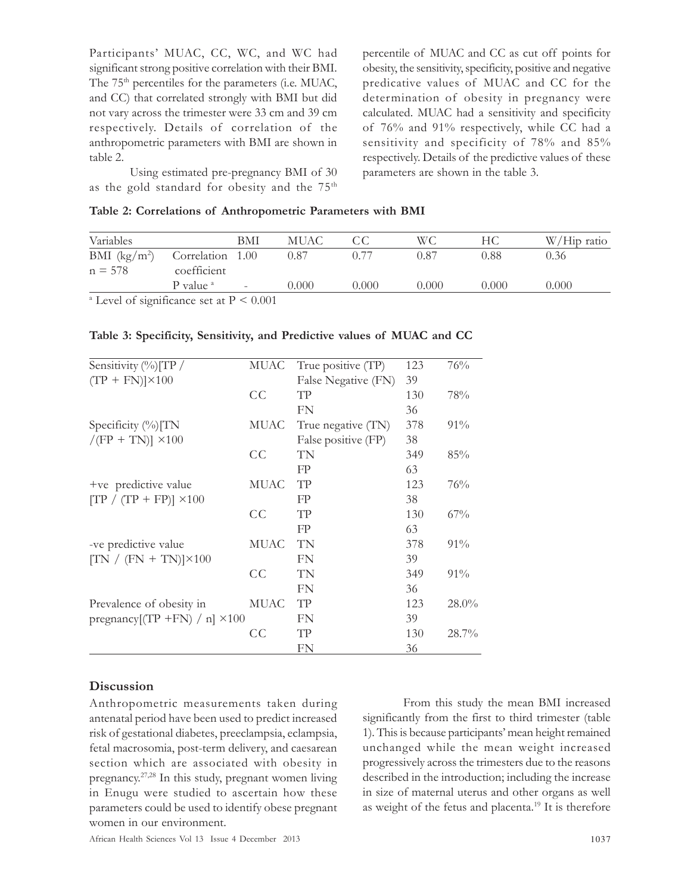Participants' MUAC, CC, WC, and WC had significant strong positive correlation with their BMI. The 75th percentiles for the parameters (i.e. MUAC, and CC) that correlated strongly with BMI but did not vary across the trimester were 33 cm and 39 cm respectively. Details of correlation of the anthropometric parameters with BMI are shown in table 2.

Using estimated pre-pregnancy BMI of 30 as the gold standard for obesity and the 75th percentile of MUAC and CC as cut off points for obesity, the sensitivity, specificity, positive and negative predicative values of MUAC and CC for the determination of obesity in pregnancy were calculated. MUAC had a sensitivity and specificity of 76% and 91% respectively, while CC had a sensitivity and specificity of 78% and 85% respectively. Details of the predictive values of these parameters are shown in the table 3.

**Table 2: Correlations of Anthropometric Parameters with BMI**

| Variables | | BMI | MUAC | CC | WC | HC | W/Hip ratio |
|---|---|---|---|---|---|---|---|
| BMI ($kg/m^2$) n = 578 | Correlation coefficient | 1.00 | 0.87 | 0.77 | 0.87 | 0.88 | 0.36 |
| | P value [a] | - | 0.000 | 0.000 | 0.000 | 0.000 | 0.000 |

[a] Level of significance set at $P < 0.001$

**Table 3: Specificity, Sensitivity, and Predictive values of MUAC and CC**

| | | | | |
|---|---|---|---|---|
| Sensitivity (%)[TP / (TP + FN)]×100 | MUAC | True positive (TP) | 123 | 76% |
| | | False Negative (FN) | 39 | |
| | CC | TP | 130 | 78% |
| | | FN | 36 | |
| Specificity (%)[TN /(FP + TN)] ×100 | MUAC | True negative (TN) | 378 | 91% |
| | | False positive (FP) | 38 | |
| | CC | TN | 349 | 85% |
| | | FP | 63 | |
| +ve predictive value [TP / (TP + FP)] ×100 | MUAC | TP | 123 | 76% |
| | | FP | 38 | |
| | CC | TP | 130 | 67% |
| | | FP | 63 | |
| -ve predictive value [TN / (FN + TN)]×100 | MUAC | TN | 378 | 91% |
| | | FN | 39 | |
| | CC | TN | 349 | 91% |
| | | FN | 36 | |
| Prevalence of obesity in pregnancy[(TP +FN) / n] ×100 | MUAC | TP | 123 | 28.0% |
| | | FN | 39 | |
| | CC | TP | 130 | 28.7% |
| | | FN | 36 | |

## Discussion

Anthropometric measurements taken during antenatal period have been used to predict increased risk of gestational diabetes, preeclampsia, eclampsia, fetal macrosomia, post-term delivery, and caesarean section which are associated with obesity in pregnancy.[27,28] In this study, pregnant women living in Enugu were studied to ascertain how these parameters could be used to identify obese pregnant women in our environment.

From this study the mean BMI increased significantly from the first to third trimester (table 1). This is because participants' mean height remained unchanged while the mean weight increased progressively across the trimesters due to the reasons described in the introduction; including the increase in size of maternal uterus and other organs as well as weight of the fetus and placenta.[19] It is therefore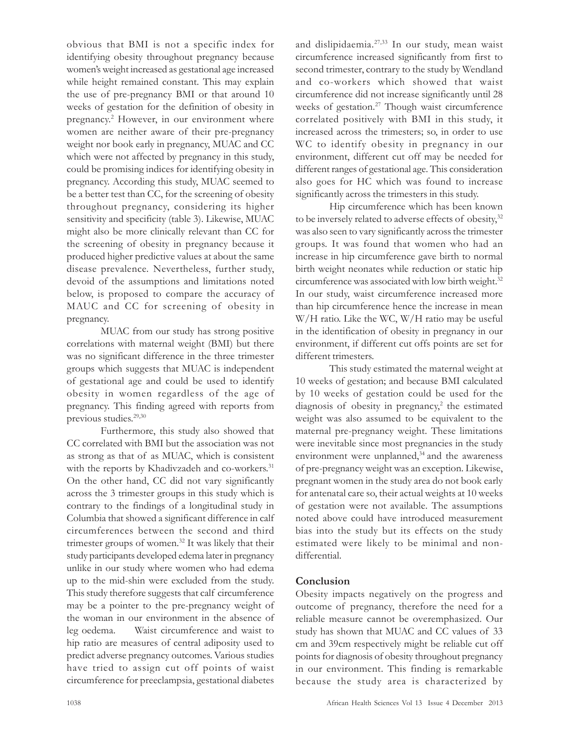obvious that BMI is not a specific index for identifying obesity throughout pregnancy because women's weight increased as gestational age increased while height remained constant. This may explain the use of pre-pregnancy BMI or that around 10 weeks of gestation for the definition of obesity in pregnancy.[2] However, in our environment where women are neither aware of their pre-pregnancy weight nor book early in pregnancy, MUAC and CC which were not affected by pregnancy in this study, could be promising indices for identifying obesity in pregnancy. According this study, MUAC seemed to be a better test than CC, for the screening of obesity throughout pregnancy, considering its higher sensitivity and specificity (table 3). Likewise, MUAC might also be more clinically relevant than CC for the screening of obesity in pregnancy because it produced higher predictive values at about the same disease prevalence. Nevertheless, further study, devoid of the assumptions and limitations noted below, is proposed to compare the accuracy of MAUC and CC for screening of obesity in pregnancy.

MUAC from our study has strong positive correlations with maternal weight (BMI) but there was no significant difference in the three trimester groups which suggests that MUAC is independent of gestational age and could be used to identify obesity in women regardless of the age of pregnancy. This finding agreed with reports from previous studies.[29,30]

Furthermore, this study also showed that CC correlated with BMI but the association was not as strong as that of as MUAC, which is consistent with the reports by Khadivzadeh and co-workers.[31] On the other hand, CC did not vary significantly across the 3 trimester groups in this study which is contrary to the findings of a longitudinal study in Columbia that showed a significant difference in calf circumferences between the second and third trimester groups of women.[32] It was likely that their study participants developed edema later in pregnancy unlike in our study where women who had edema up to the mid-shin were excluded from the study. This study therefore suggests that calf circumference may be a pointer to the pre-pregnancy weight of the woman in our environment in the absence of leg oedema. Waist circumference and waist to hip ratio are measures of central adiposity used to predict adverse pregnancy outcomes. Various studies have tried to assign cut off points of waist circumference for preeclampsia, gestational diabetes and dislipidaemia.[27,33] In our study, mean waist circumference increased significantly from first to second trimester, contrary to the study by Wendland and co-workers which showed that waist circumference did not increase significantly until 28 weeks of gestation.[27] Though waist circumference correlated positively with BMI in this study, it increased across the trimesters; so, in order to use WC to identify obesity in pregnancy in our environment, different cut off may be needed for different ranges of gestational age. This consideration also goes for HC which was found to increase significantly across the trimesters in this study.

Hip circumference which has been known to be inversely related to adverse effects of obesity,[32] was also seen to vary significantly across the trimester groups. It was found that women who had an increase in hip circumference gave birth to normal birth weight neonates while reduction or static hip circumference was associated with low birth weight.[32] In our study, waist circumference increased more than hip circumference hence the increase in mean W/H ratio. Like the WC, W/H ratio may be useful in the identification of obesity in pregnancy in our environment, if different cut offs points are set for different trimesters.

This study estimated the maternal weight at 10 weeks of gestation; and because BMI calculated by 10 weeks of gestation could be used for the diagnosis of obesity in pregnancy,[2] the estimated weight was also assumed to be equivalent to the maternal pre-pregnancy weight. These limitations were inevitable since most pregnancies in the study environment were unplanned,[34] and the awareness of pre-pregnancy weight was an exception. Likewise, pregnant women in the study area do not book early for antenatal care so, their actual weights at 10 weeks of gestation were not available. The assumptions noted above could have introduced measurement bias into the study but its effects on the study estimated were likely to be minimal and non-differential.

## Conclusion

Obesity impacts negatively on the progress and outcome of pregnancy, therefore the need for a reliable measure cannot be overemphasized. Our study has shown that MUAC and CC values of 33 cm and 39cm respectively might be reliable cut off points for diagnosis of obesity throughout pregnancy in our environment. This finding is remarkable because the study area is characterized by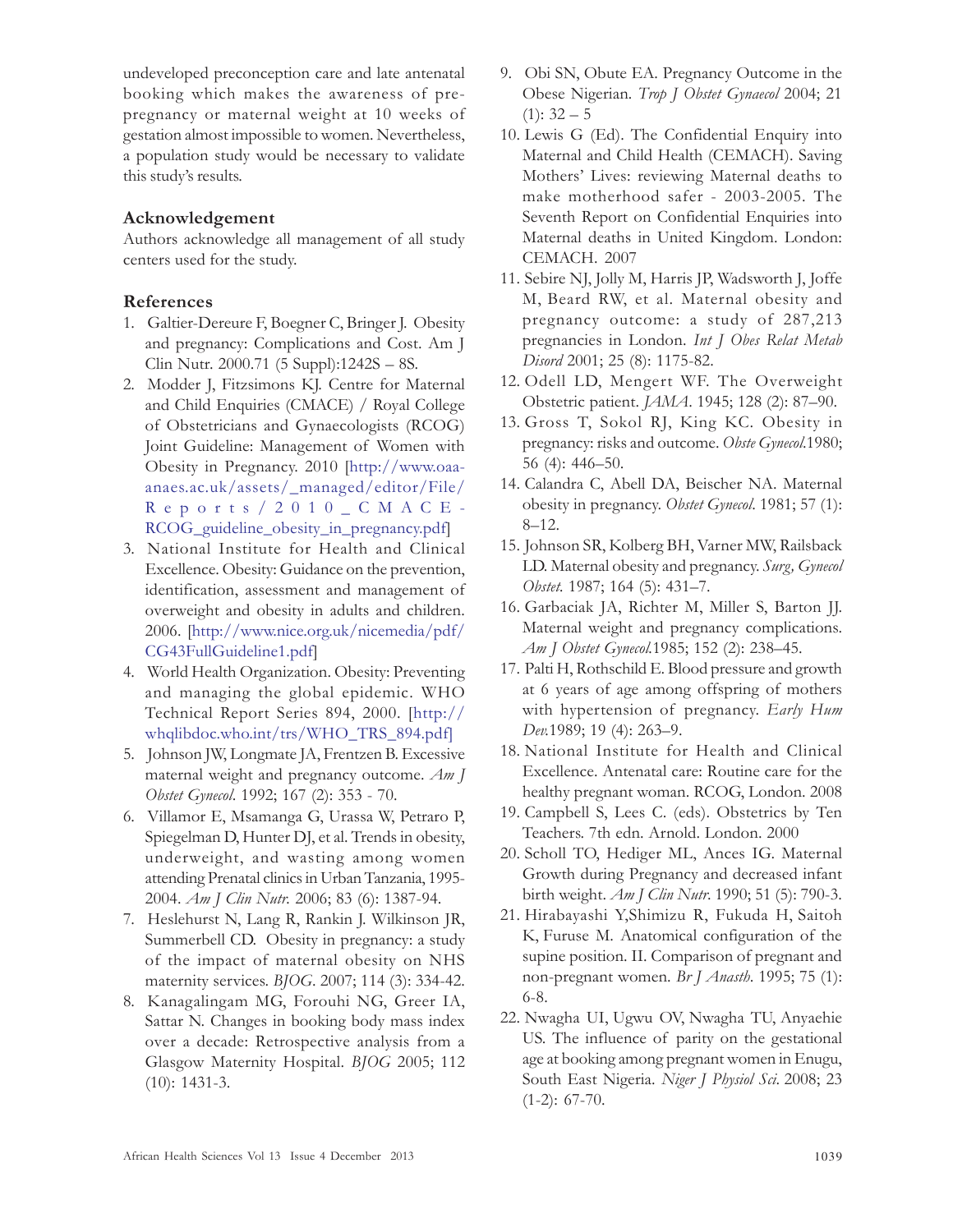undeveloped preconception care and late antenatal booking which makes the awareness of pre-pregnancy or maternal weight at 10 weeks of gestation almost impossible to women. Nevertheless, a population study would be necessary to validate this study's results.

## Acknowledgement

Authors acknowledge all management of all study centers used for the study.

## References

1. Galtier-Dereure F, Boegner C, Bringer J. Obesity and pregnancy: Complications and Cost. Am J Clin Nutr. 2000.71 (5 Suppl):1242S – 8S.
2. Modder J, Fitzsimons KJ. Centre for Maternal and Child Enquiries (CMACE) / Royal College of Obstetricians and Gynaecologists (RCOG) Joint Guideline: Management of Women with Obesity in Pregnancy. 2010 [http://www.oaa-anaes.ac.uk/assets/_managed/editor/File/Reports/2010_CMACE-RCOG_guideline_obesity_in_pregnancy.pdf]
3. National Institute for Health and Clinical Excellence. Obesity: Guidance on the prevention, identification, assessment and management of overweight and obesity in adults and children. 2006. [http://www.nice.org.uk/nicemedia/pdf/CG43FullGuideline1.pdf]
4. World Health Organization. Obesity: Preventing and managing the global epidemic. WHO Technical Report Series 894, 2000. [http://whqlibdoc.who.int/trs/WHO_TRS_894.pdf]
5. Johnson JW, Longmate JA, Frentzen B. Excessive maternal weight and pregnancy outcome. *Am J Obstet Gynecol*. 1992; 167 (2): 353 - 70.
6. Villamor E, Msamanga G, Urassa W, Petraro P, Spiegelman D, Hunter DJ, et al. Trends in obesity, underweight, and wasting among women attending Prenatal clinics in Urban Tanzania, 1995-2004. *Am J Clin Nutr.* 2006; 83 (6): 1387-94.
7. Heslehurst N, Lang R, Rankin J. Wilkinson JR, Summerbell CD. Obesity in pregnancy: a study of the impact of maternal obesity on NHS maternity services. *BJOG*. 2007; 114 (3): 334-42.
8. Kanagalingam MG, Forouhi NG, Greer IA, Sattar N. Changes in booking body mass index over a decade: Retrospective analysis from a Glasgow Maternity Hospital. *BJOG* 2005; 112 (10): 1431-3.
9. Obi SN, Obute EA. Pregnancy Outcome in the Obese Nigerian. *Trop J Obstet Gynaecol* 2004; 21 (1): 32 – 5
10. Lewis G (Ed). The Confidential Enquiry into Maternal and Child Health (CEMACH). Saving Mothers' Lives: reviewing Maternal deaths to make motherhood safer - 2003-2005. The Seventh Report on Confidential Enquiries into Maternal deaths in United Kingdom. London: CEMACH. 2007
11. Sebire NJ, Jolly M, Harris JP, Wadsworth J, Joffe M, Beard RW, et al. Maternal obesity and pregnancy outcome: a study of 287,213 pregnancies in London. *Int J Obes Relat Metab Disord* 2001; 25 (8): 1175-82.
12. Odell LD, Mengert WF. The Overweight Obstetric patient. *JAMA*. 1945; 128 (2): 87–90.
13. Gross T, Sokol RJ, King KC. Obesity in pregnancy: risks and outcome. *Obste Gynecol*.1980; 56 (4): 446–50.
14. Calandra C, Abell DA, Beischer NA. Maternal obesity in pregnancy. *Obstet Gynecol*. 1981; 57 (1): 8–12.
15. Johnson SR, Kolberg BH, Varner MW, Railsback LD. Maternal obesity and pregnancy. *Surg, Gynecol Obstet*. 1987; 164 (5): 431–7.
16. Garbaciak JA, Richter M, Miller S, Barton JJ. Maternal weight and pregnancy complications. *Am J Obstet Gynecol*.1985; 152 (2): 238–45.
17. Palti H, Rothschild E. Blood pressure and growth at 6 years of age among offspring of mothers with hypertension of pregnancy. *Early Hum Dev*.1989; 19 (4): 263–9.
18. National Institute for Health and Clinical Excellence. Antenatal care: Routine care for the healthy pregnant woman. RCOG, London. 2008
19. Campbell S, Lees C. (eds). Obstetrics by Ten Teachers. 7th edn. Arnold. London. 2000
20. Scholl TO, Hediger ML, Ances IG. Maternal Growth during Pregnancy and decreased infant birth weight. *Am J Clin Nutr*. 1990; 51 (5): 790-3.
21. Hirabayashi Y,Shimizu R, Fukuda H, Saitoh K, Furuse M. Anatomical configuration of the supine position. II. Comparison of pregnant and non-pregnant women. *Br J Anasth*. 1995; 75 (1): 6-8.
22. Nwagha UI, Ugwu OV, Nwagha TU, Anyaehie US. The influence of parity on the gestational age at booking among pregnant women in Enugu, South East Nigeria. *Niger J Physiol Sci*. 2008; 23 (1-2): 67-70.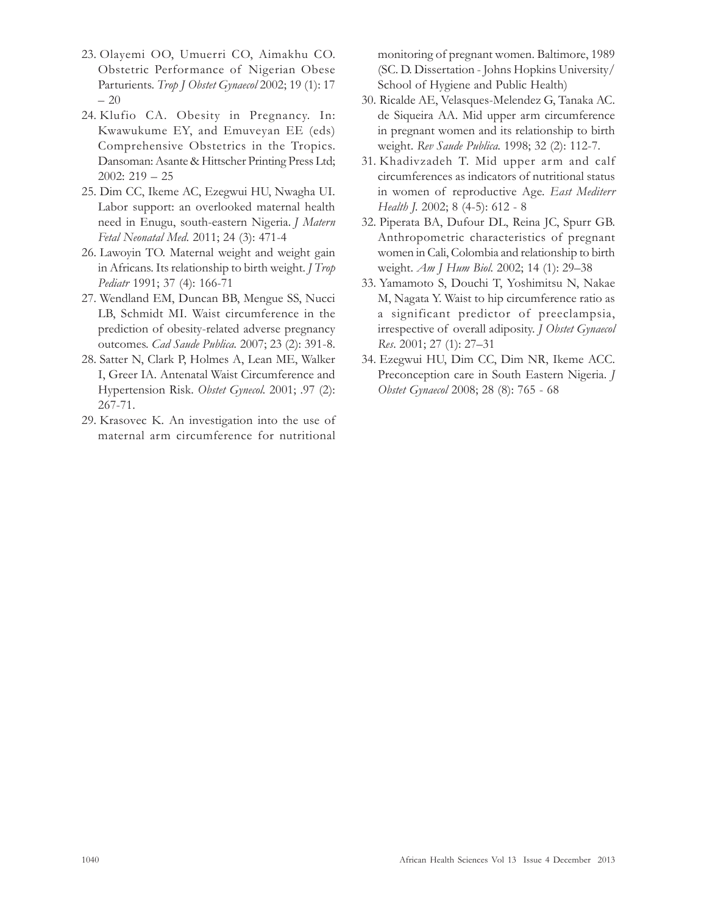23. Olayemi OO, Umuerri CO, Aimakhu CO. Obstetric Performance of Nigerian Obese Parturients. *Trop J Obstet Gynaecol* 2002; 19 (1): 17 – 20
24. Klufio CA. Obesity in Pregnancy. In: Kwawukume EY, and Emuveyan EE (eds) Comprehensive Obstetrics in the Tropics. Dansoman: Asante & Hittscher Printing Press Ltd; 2002: 219 – 25
25. Dim CC, Ikeme AC, Ezegwui HU, Nwagha UI. Labor support: an overlooked maternal health need in Enugu, south-eastern Nigeria. *J Matern Fetal Neonatal Med.* 2011; 24 (3): 471-4
26. Lawoyin TO. Maternal weight and weight gain in Africans. Its relationship to birth weight. *J Trop Pediatr* 1991; 37 (4): 166-71
27. Wendland EM, Duncan BB, Mengue SS, Nucci LB, Schmidt MI. Waist circumference in the prediction of obesity-related adverse pregnancy outcomes. *Cad Saude Publica.* 2007; 23 (2): 391-8.
28. Satter N, Clark P, Holmes A, Lean ME, Walker I, Greer IA. Antenatal Waist Circumference and Hypertension Risk. *Obstet Gynecol.* 2001; .97 (2): 267-71.
29. Krasovec K. An investigation into the use of maternal arm circumference for nutritional monitoring of pregnant women. Baltimore, 1989 (SC. D. Dissertation - Johns Hopkins University/ School of Hygiene and Public Health)
30. Ricalde AE, Velasques-Melendez G, Tanaka AC. de Siqueira AA. Mid upper arm circumference in pregnant women and its relationship to birth weight. *Rev Saude Publica.* 1998; 32 (2): 112-7.
31. Khadivzadeh T. Mid upper arm and calf circumferences as indicators of nutritional status in women of reproductive Age. *East Mediterr Health J.* 2002; 8 (4-5): 612 - 8
32. Piperata BA, Dufour DL, Reina JC, Spurr GB. Anthropometric characteristics of pregnant women in Cali, Colombia and relationship to birth weight. *Am J Hum Biol.* 2002; 14 (1): 29–38
33. Yamamoto S, Douchi T, Yoshimitsu N, Nakae M, Nagata Y. Waist to hip circumference ratio as a significant predictor of preeclampsia, irrespective of overall adiposity. *J Obstet Gynaecol Res.* 2001; 27 (1): 27–31
34. Ezegwui HU, Dim CC, Dim NR, Ikeme ACC. Preconception care in South Eastern Nigeria. *J Obstet Gynaecol* 2008; 28 (8): 765 - 68